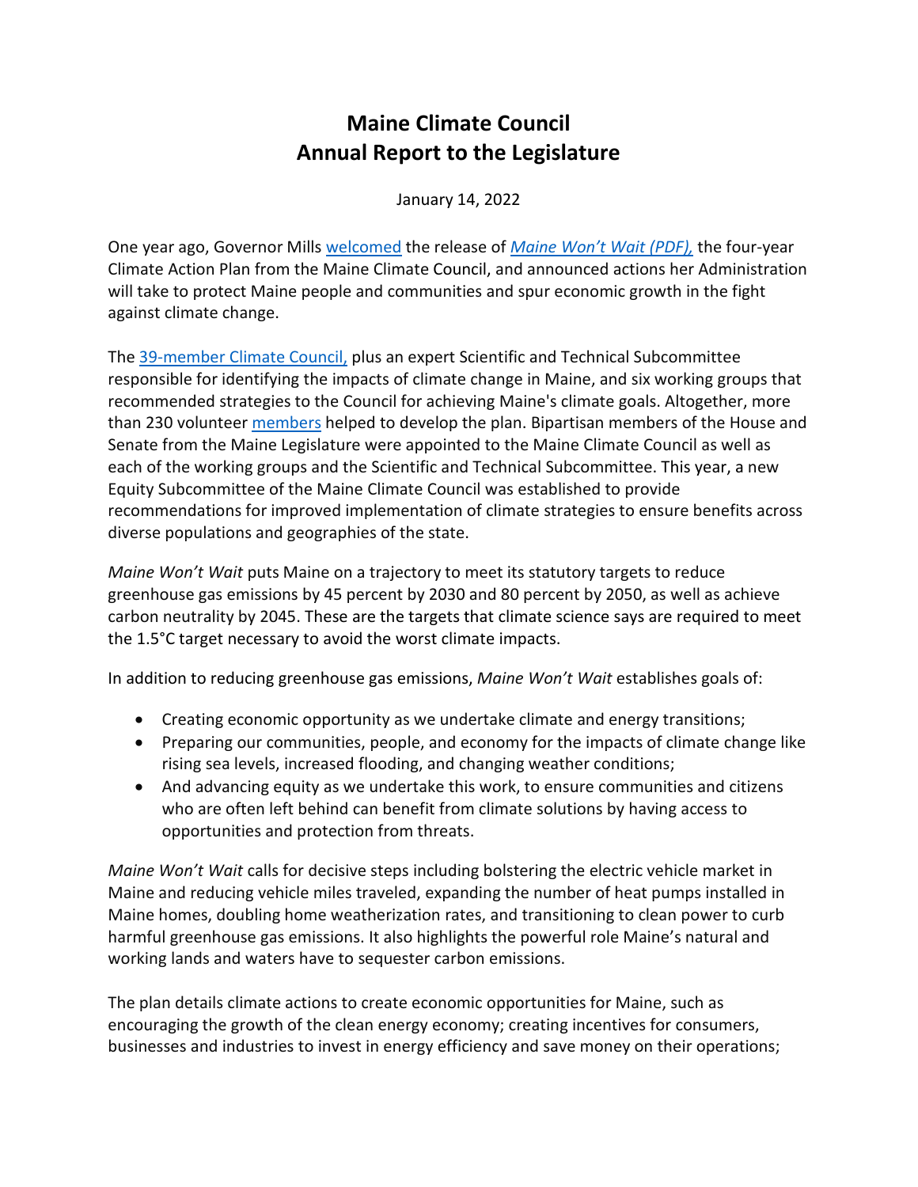# Maine Climate Council
# Annual Report to the Legislature

January 14, 2022

One year ago, Governor Mills welcomed the release of *Maine Won't Wait (PDF),* the four-year Climate Action Plan from the Maine Climate Council, and announced actions her Administration will take to protect Maine people and communities and spur economic growth in the fight against climate change.

The 39-member Climate Council, plus an expert Scientific and Technical Subcommittee responsible for identifying the impacts of climate change in Maine, and six working groups that recommended strategies to the Council for achieving Maine's climate goals. Altogether, more than 230 volunteer members helped to develop the plan. Bipartisan members of the House and Senate from the Maine Legislature were appointed to the Maine Climate Council as well as each of the working groups and the Scientific and Technical Subcommittee. This year, a new Equity Subcommittee of the Maine Climate Council was established to provide recommendations for improved implementation of climate strategies to ensure benefits across diverse populations and geographies of the state.

*Maine Won't Wait* puts Maine on a trajectory to meet its statutory targets to reduce greenhouse gas emissions by 45 percent by 2030 and 80 percent by 2050, as well as achieve carbon neutrality by 2045. These are the targets that climate science says are required to meet the 1.5°C target necessary to avoid the worst climate impacts.

In addition to reducing greenhouse gas emissions, *Maine Won't Wait* establishes goals of:

- Creating economic opportunity as we undertake climate and energy transitions;
- Preparing our communities, people, and economy for the impacts of climate change like rising sea levels, increased flooding, and changing weather conditions;
- And advancing equity as we undertake this work, to ensure communities and citizens who are often left behind can benefit from climate solutions by having access to opportunities and protection from threats.

*Maine Won't Wait* calls for decisive steps including bolstering the electric vehicle market in Maine and reducing vehicle miles traveled, expanding the number of heat pumps installed in Maine homes, doubling home weatherization rates, and transitioning to clean power to curb harmful greenhouse gas emissions. It also highlights the powerful role Maine's natural and working lands and waters have to sequester carbon emissions.

The plan details climate actions to create economic opportunities for Maine, such as encouraging the growth of the clean energy economy; creating incentives for consumers, businesses and industries to invest in energy efficiency and save money on their operations;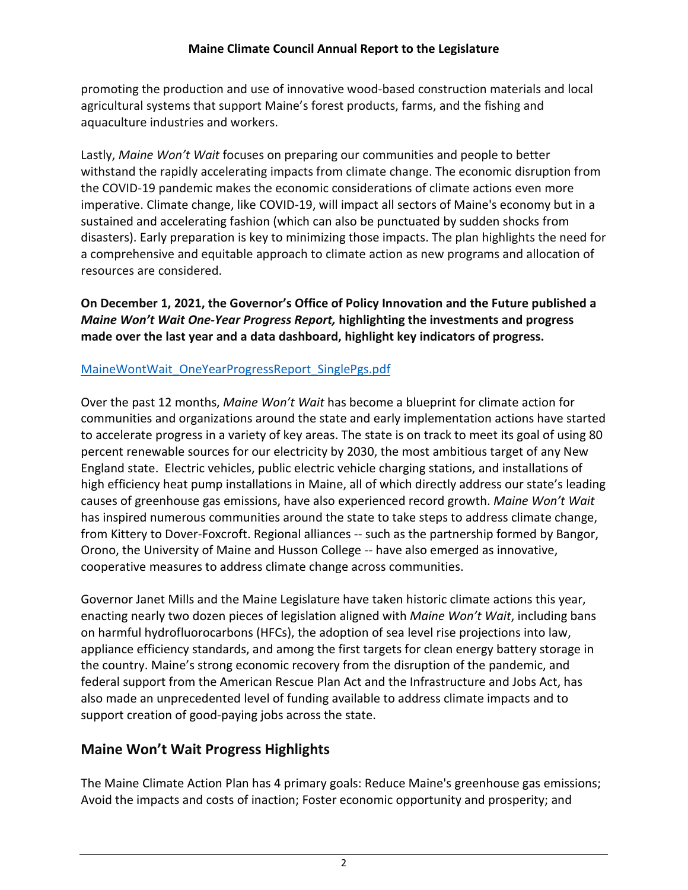promoting the production and use of innovative wood-based construction materials and local agricultural systems that support Maine's forest products, farms, and the fishing and aquaculture industries and workers.

Lastly, *Maine Won't Wait* focuses on preparing our communities and people to better withstand the rapidly accelerating impacts from climate change. The economic disruption from the COVID-19 pandemic makes the economic considerations of climate actions even more imperative. Climate change, like COVID-19, will impact all sectors of Maine's economy but in a sustained and accelerating fashion (which can also be punctuated by sudden shocks from disasters). Early preparation is key to minimizing those impacts. The plan highlights the need for a comprehensive and equitable approach to climate action as new programs and allocation of resources are considered.

**On December 1, 2021, the Governor's Office of Policy Innovation and the Future published a *Maine Won't Wait One-Year Progress Report,* highlighting the investments and progress made over the last year and a data dashboard, highlight key indicators of progress.**

[MaineWontWait_OneYearProgressReport_SinglePgs.pdf]

Over the past 12 months, *Maine Won't Wait* has become a blueprint for climate action for communities and organizations around the state and early implementation actions have started to accelerate progress in a variety of key areas. The state is on track to meet its goal of using 80 percent renewable sources for our electricity by 2030, the most ambitious target of any New England state. Electric vehicles, public electric vehicle charging stations, and installations of high efficiency heat pump installations in Maine, all of which directly address our state's leading causes of greenhouse gas emissions, have also experienced record growth. *Maine Won't Wait* has inspired numerous communities around the state to take steps to address climate change, from Kittery to Dover-Foxcroft. Regional alliances -- such as the partnership formed by Bangor, Orono, the University of Maine and Husson College -- have also emerged as innovative, cooperative measures to address climate change across communities.

Governor Janet Mills and the Maine Legislature have taken historic climate actions this year, enacting nearly two dozen pieces of legislation aligned with *Maine Won't Wait*, including bans on harmful hydrofluorocarbons (HFCs), the adoption of sea level rise projections into law, appliance efficiency standards, and among the first targets for clean energy battery storage in the country. Maine's strong economic recovery from the disruption of the pandemic, and federal support from the American Rescue Plan Act and the Infrastructure and Jobs Act, has also made an unprecedented level of funding available to address climate impacts and to support creation of good-paying jobs across the state.

## Maine Won't Wait Progress Highlights

The Maine Climate Action Plan has 4 primary goals: Reduce Maine's greenhouse gas emissions; Avoid the impacts and costs of inaction; Foster economic opportunity and prosperity; and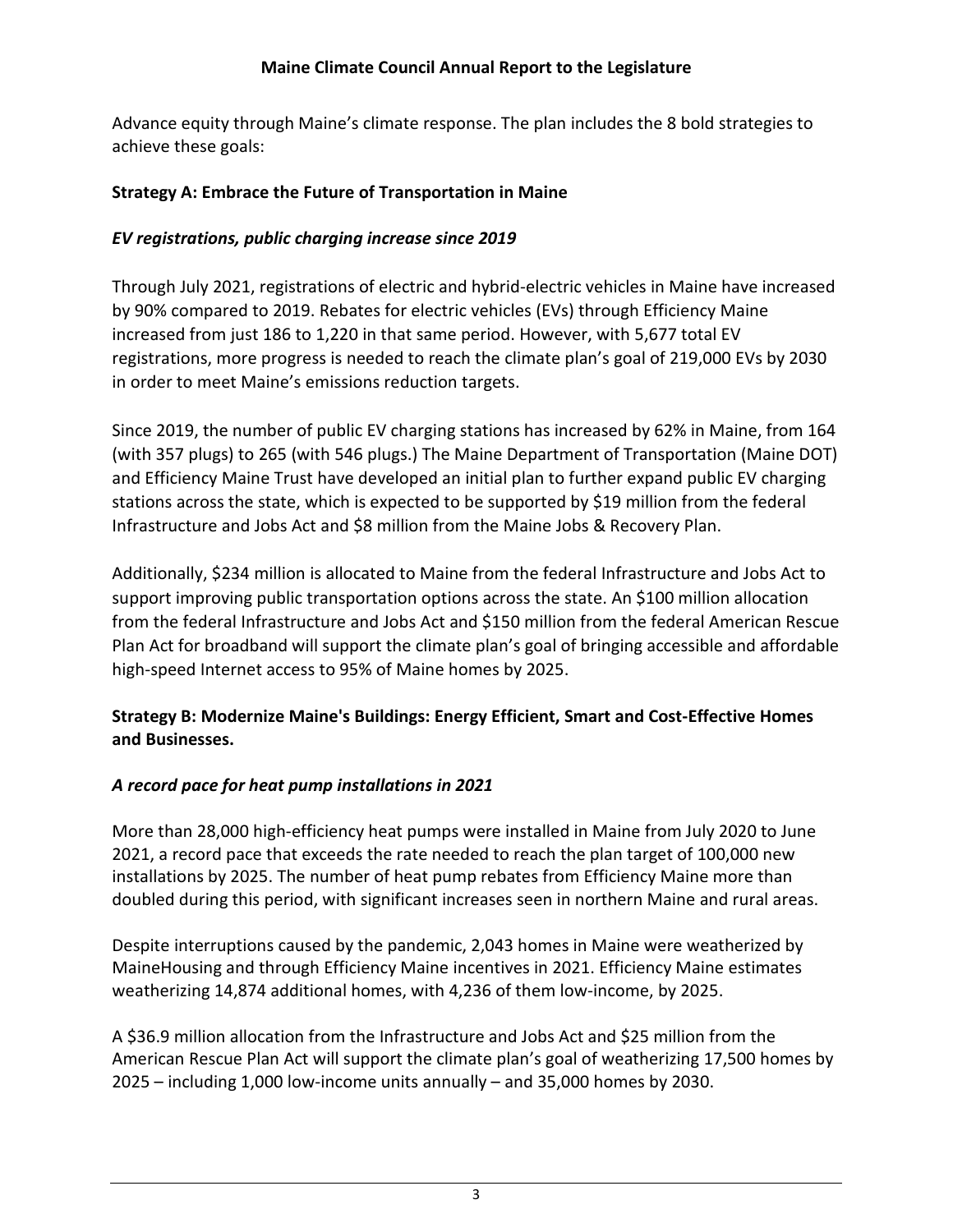Advance equity through Maine's climate response. The plan includes the 8 bold strategies to achieve these goals:

**Strategy A: Embrace the Future of Transportation in Maine**

***EV registrations, public charging increase since 2019***

Through July 2021, registrations of electric and hybrid-electric vehicles in Maine have increased by 90% compared to 2019. Rebates for electric vehicles (EVs) through Efficiency Maine increased from just 186 to 1,220 in that same period. However, with 5,677 total EV registrations, more progress is needed to reach the climate plan's goal of 219,000 EVs by 2030 in order to meet Maine's emissions reduction targets.

Since 2019, the number of public EV charging stations has increased by 62% in Maine, from 164 (with 357 plugs) to 265 (with 546 plugs.) The Maine Department of Transportation (Maine DOT) and Efficiency Maine Trust have developed an initial plan to further expand public EV charging stations across the state, which is expected to be supported by $19 million from the federal Infrastructure and Jobs Act and $8 million from the Maine Jobs & Recovery Plan.

Additionally, $234 million is allocated to Maine from the federal Infrastructure and Jobs Act to support improving public transportation options across the state. An $100 million allocation from the federal Infrastructure and Jobs Act and $150 million from the federal American Rescue Plan Act for broadband will support the climate plan's goal of bringing accessible and affordable high-speed Internet access to 95% of Maine homes by 2025.

**Strategy B: Modernize Maine's Buildings: Energy Efficient, Smart and Cost-Effective Homes and Businesses.**

***A record pace for heat pump installations in 2021***

More than 28,000 high-efficiency heat pumps were installed in Maine from July 2020 to June 2021, a record pace that exceeds the rate needed to reach the plan target of 100,000 new installations by 2025. The number of heat pump rebates from Efficiency Maine more than doubled during this period, with significant increases seen in northern Maine and rural areas.

Despite interruptions caused by the pandemic, 2,043 homes in Maine were weatherized by MaineHousing and through Efficiency Maine incentives in 2021. Efficiency Maine estimates weatherizing 14,874 additional homes, with 4,236 of them low-income, by 2025.

A $36.9 million allocation from the Infrastructure and Jobs Act and $25 million from the American Rescue Plan Act will support the climate plan's goal of weatherizing 17,500 homes by 2025 – including 1,000 low-income units annually – and 35,000 homes by 2030.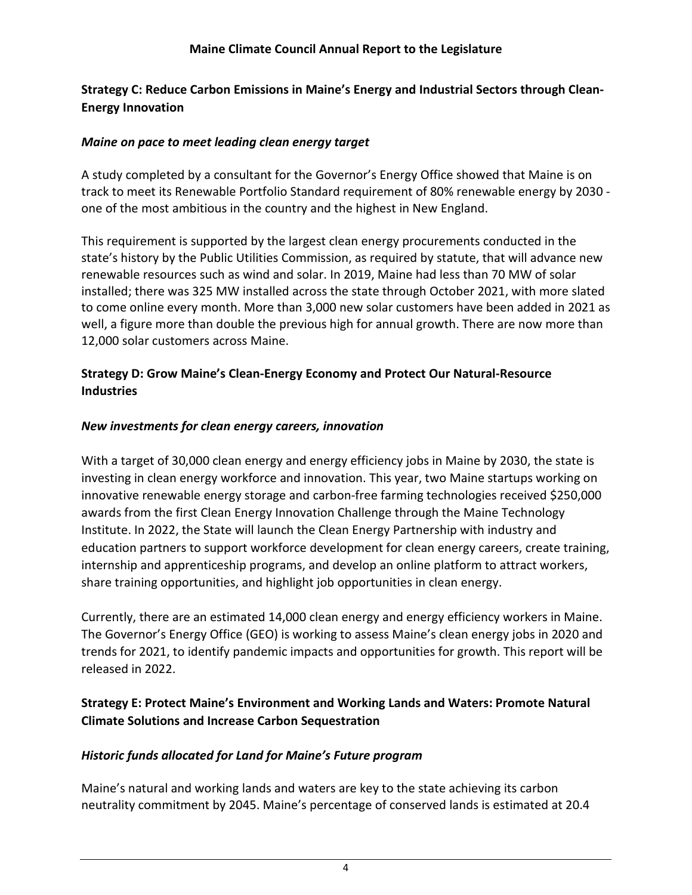### Strategy C: Reduce Carbon Emissions in Maine's Energy and Industrial Sectors through Clean-Energy Innovation

#### *Maine on pace to meet leading clean energy target*

A study completed by a consultant for the Governor's Energy Office showed that Maine is on track to meet its Renewable Portfolio Standard requirement of 80% renewable energy by 2030 - one of the most ambitious in the country and the highest in New England.

This requirement is supported by the largest clean energy procurements conducted in the state's history by the Public Utilities Commission, as required by statute, that will advance new renewable resources such as wind and solar. In 2019, Maine had less than 70 MW of solar installed; there was 325 MW installed across the state through October 2021, with more slated to come online every month. More than 3,000 new solar customers have been added in 2021 as well, a figure more than double the previous high for annual growth. There are now more than 12,000 solar customers across Maine.

### Strategy D: Grow Maine's Clean-Energy Economy and Protect Our Natural-Resource Industries

#### *New investments for clean energy careers, innovation*

With a target of 30,000 clean energy and energy efficiency jobs in Maine by 2030, the state is investing in clean energy workforce and innovation. This year, two Maine startups working on innovative renewable energy storage and carbon-free farming technologies received $250,000 awards from the first Clean Energy Innovation Challenge through the Maine Technology Institute. In 2022, the State will launch the Clean Energy Partnership with industry and education partners to support workforce development for clean energy careers, create training, internship and apprenticeship programs, and develop an online platform to attract workers, share training opportunities, and highlight job opportunities in clean energy.

Currently, there are an estimated 14,000 clean energy and energy efficiency workers in Maine. The Governor's Energy Office (GEO) is working to assess Maine's clean energy jobs in 2020 and trends for 2021, to identify pandemic impacts and opportunities for growth. This report will be released in 2022.

### Strategy E: Protect Maine's Environment and Working Lands and Waters: Promote Natural Climate Solutions and Increase Carbon Sequestration

#### *Historic funds allocated for Land for Maine's Future program*

Maine's natural and working lands and waters are key to the state achieving its carbon neutrality commitment by 2045. Maine's percentage of conserved lands is estimated at 20.4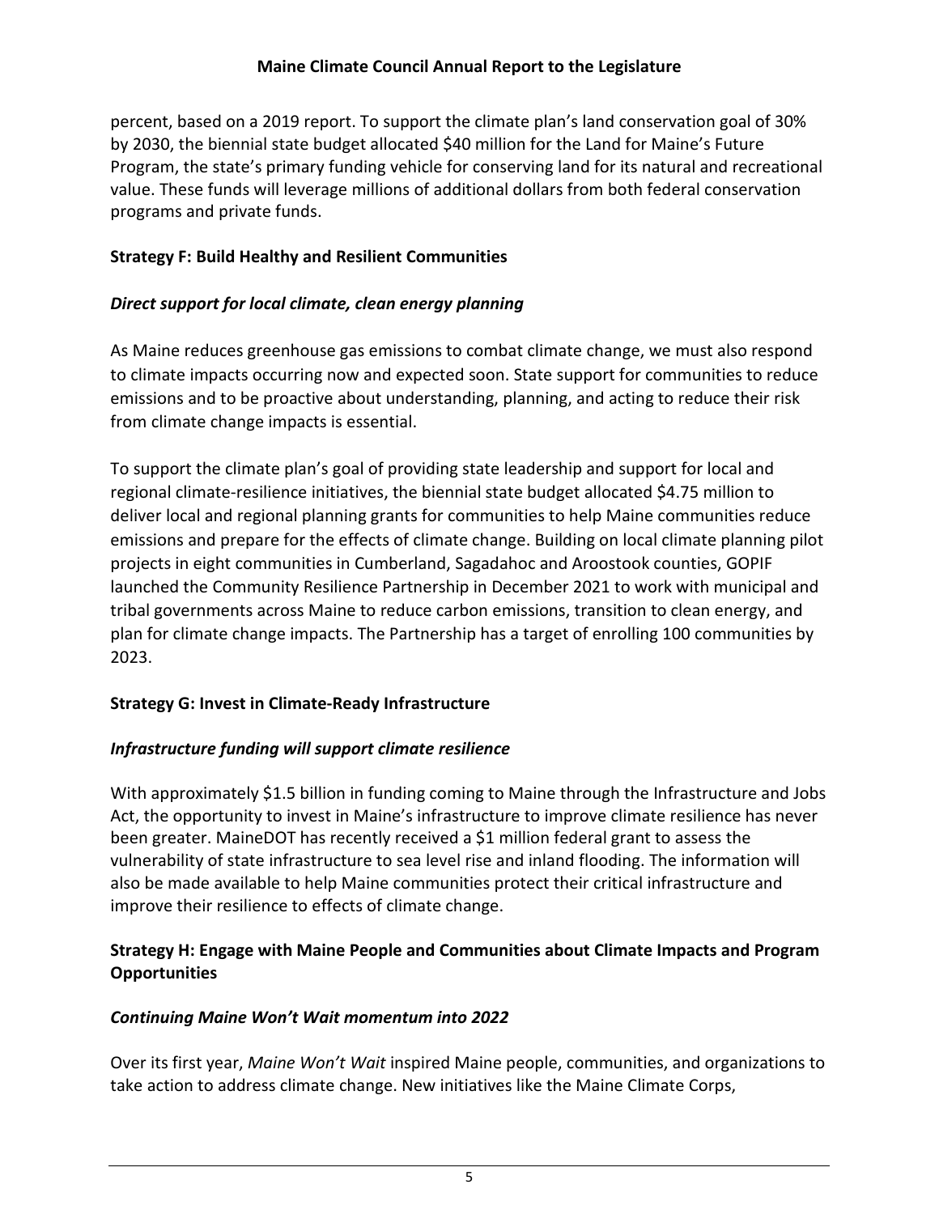percent, based on a 2019 report. To support the climate plan's land conservation goal of 30% by 2030, the biennial state budget allocated $40 million for the Land for Maine's Future Program, the state's primary funding vehicle for conserving land for its natural and recreational value. These funds will leverage millions of additional dollars from both federal conservation programs and private funds.

## Strategy F: Build Healthy and Resilient Communities

### *Direct support for local climate, clean energy planning*

As Maine reduces greenhouse gas emissions to combat climate change, we must also respond to climate impacts occurring now and expected soon. State support for communities to reduce emissions and to be proactive about understanding, planning, and acting to reduce their risk from climate change impacts is essential.

To support the climate plan's goal of providing state leadership and support for local and regional climate-resilience initiatives, the biennial state budget allocated $4.75 million to deliver local and regional planning grants for communities to help Maine communities reduce emissions and prepare for the effects of climate change. Building on local climate planning pilot projects in eight communities in Cumberland, Sagadahoc and Aroostook counties, GOPIF launched the Community Resilience Partnership in December 2021 to work with municipal and tribal governments across Maine to reduce carbon emissions, transition to clean energy, and plan for climate change impacts. The Partnership has a target of enrolling 100 communities by 2023.

## Strategy G: Invest in Climate-Ready Infrastructure

### *Infrastructure funding will support climate resilience*

With approximately $1.5 billion in funding coming to Maine through the Infrastructure and Jobs Act, the opportunity to invest in Maine's infrastructure to improve climate resilience has never been greater. MaineDOT has recently received a $1 million federal grant to assess the vulnerability of state infrastructure to sea level rise and inland flooding. The information will also be made available to help Maine communities protect their critical infrastructure and improve their resilience to effects of climate change.

## Strategy H: Engage with Maine People and Communities about Climate Impacts and Program Opportunities

### *Continuing Maine Won't Wait momentum into 2022*

Over its first year, *Maine Won't Wait* inspired Maine people, communities, and organizations to take action to address climate change. New initiatives like the Maine Climate Corps,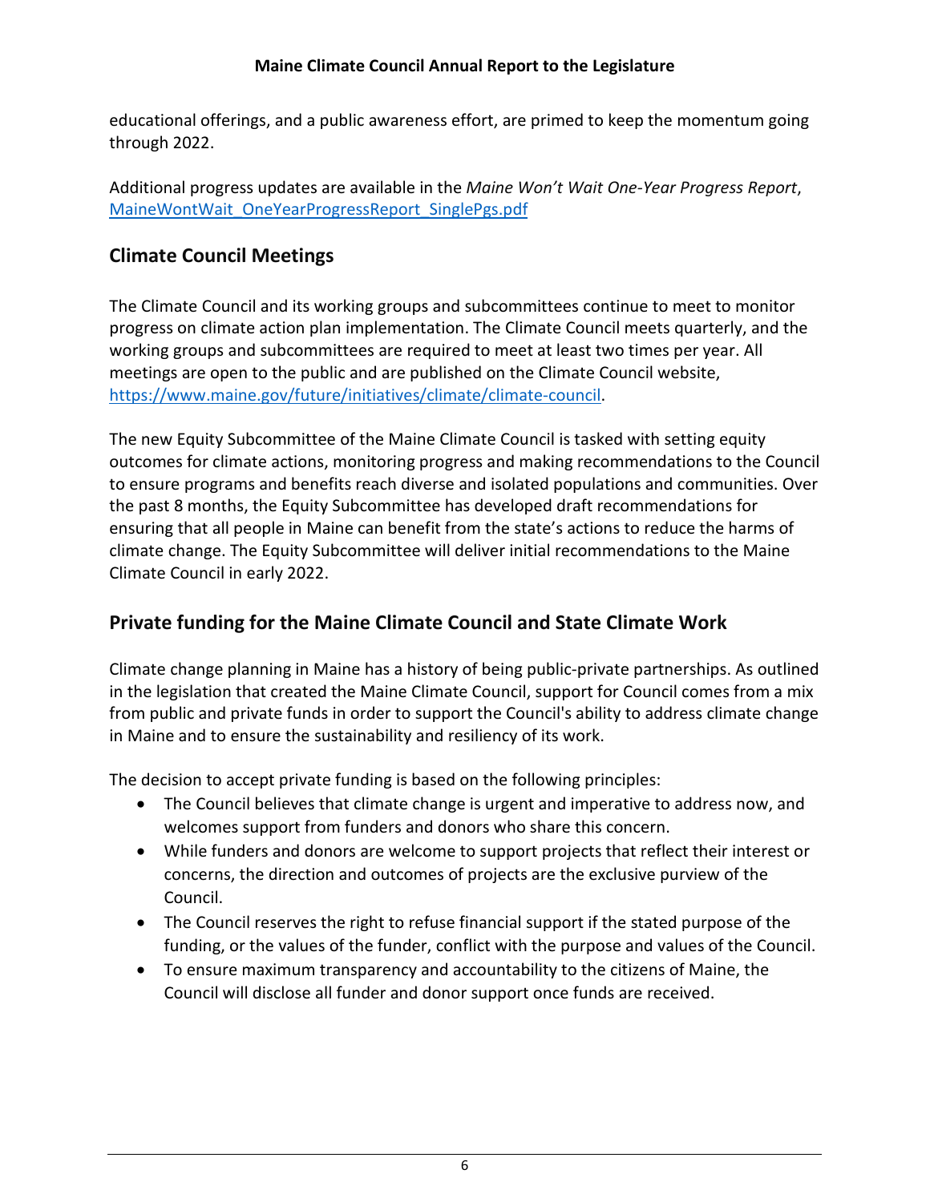educational offerings, and a public awareness effort, are primed to keep the momentum going through 2022.

Additional progress updates are available in the *Maine Won't Wait One-Year Progress Report*, [MaineWontWait_OneYearProgressReport_SinglePgs.pdf](MaineWontWait_OneYearProgressReport_SinglePgs.pdf)

## Climate Council Meetings

The Climate Council and its working groups and subcommittees continue to meet to monitor progress on climate action plan implementation. The Climate Council meets quarterly, and the working groups and subcommittees are required to meet at least two times per year. All meetings are open to the public and are published on the Climate Council website, https://www.maine.gov/future/initiatives/climate/climate-council.

The new Equity Subcommittee of the Maine Climate Council is tasked with setting equity outcomes for climate actions, monitoring progress and making recommendations to the Council to ensure programs and benefits reach diverse and isolated populations and communities. Over the past 8 months, the Equity Subcommittee has developed draft recommendations for ensuring that all people in Maine can benefit from the state's actions to reduce the harms of climate change. The Equity Subcommittee will deliver initial recommendations to the Maine Climate Council in early 2022.

## Private funding for the Maine Climate Council and State Climate Work

Climate change planning in Maine has a history of being public-private partnerships. As outlined in the legislation that created the Maine Climate Council, support for Council comes from a mix from public and private funds in order to support the Council's ability to address climate change in Maine and to ensure the sustainability and resiliency of its work.

The decision to accept private funding is based on the following principles:

- The Council believes that climate change is urgent and imperative to address now, and welcomes support from funders and donors who share this concern.
- While funders and donors are welcome to support projects that reflect their interest or concerns, the direction and outcomes of projects are the exclusive purview of the Council.
- The Council reserves the right to refuse financial support if the stated purpose of the funding, or the values of the funder, conflict with the purpose and values of the Council.
- To ensure maximum transparency and accountability to the citizens of Maine, the Council will disclose all funder and donor support once funds are received.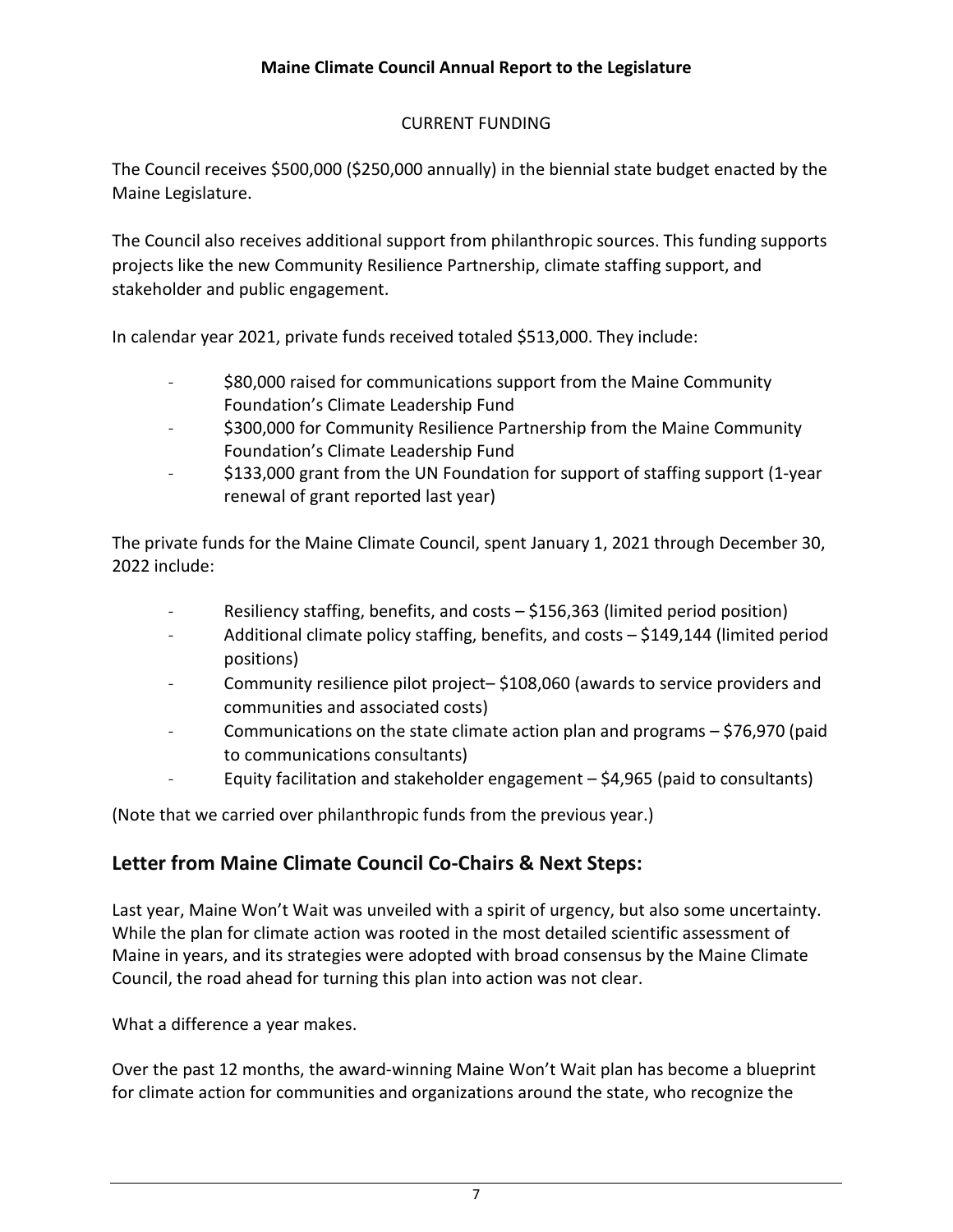CURRENT FUNDING

The Council receives $500,000 ($250,000 annually) in the biennial state budget enacted by the Maine Legislature.

The Council also receives additional support from philanthropic sources. This funding supports projects like the new Community Resilience Partnership, climate staffing support, and stakeholder and public engagement.

In calendar year 2021, private funds received totaled $513,000. They include:

- $80,000 raised for communications support from the Maine Community Foundation's Climate Leadership Fund
- $300,000 for Community Resilience Partnership from the Maine Community Foundation's Climate Leadership Fund
- $133,000 grant from the UN Foundation for support of staffing support (1-year renewal of grant reported last year)

The private funds for the Maine Climate Council, spent January 1, 2021 through December 30, 2022 include:

- Resiliency staffing, benefits, and costs – $156,363 (limited period position)
- Additional climate policy staffing, benefits, and costs – $149,144 (limited period positions)
- Community resilience pilot project– $108,060 (awards to service providers and communities and associated costs)
- Communications on the state climate action plan and programs – $76,970 (paid to communications consultants)
- Equity facilitation and stakeholder engagement – $4,965 (paid to consultants)

(Note that we carried over philanthropic funds from the previous year.)

## Letter from Maine Climate Council Co-Chairs & Next Steps:

Last year, Maine Won't Wait was unveiled with a spirit of urgency, but also some uncertainty. While the plan for climate action was rooted in the most detailed scientific assessment of Maine in years, and its strategies were adopted with broad consensus by the Maine Climate Council, the road ahead for turning this plan into action was not clear.

What a difference a year makes.

Over the past 12 months, the award-winning Maine Won't Wait plan has become a blueprint for climate action for communities and organizations around the state, who recognize the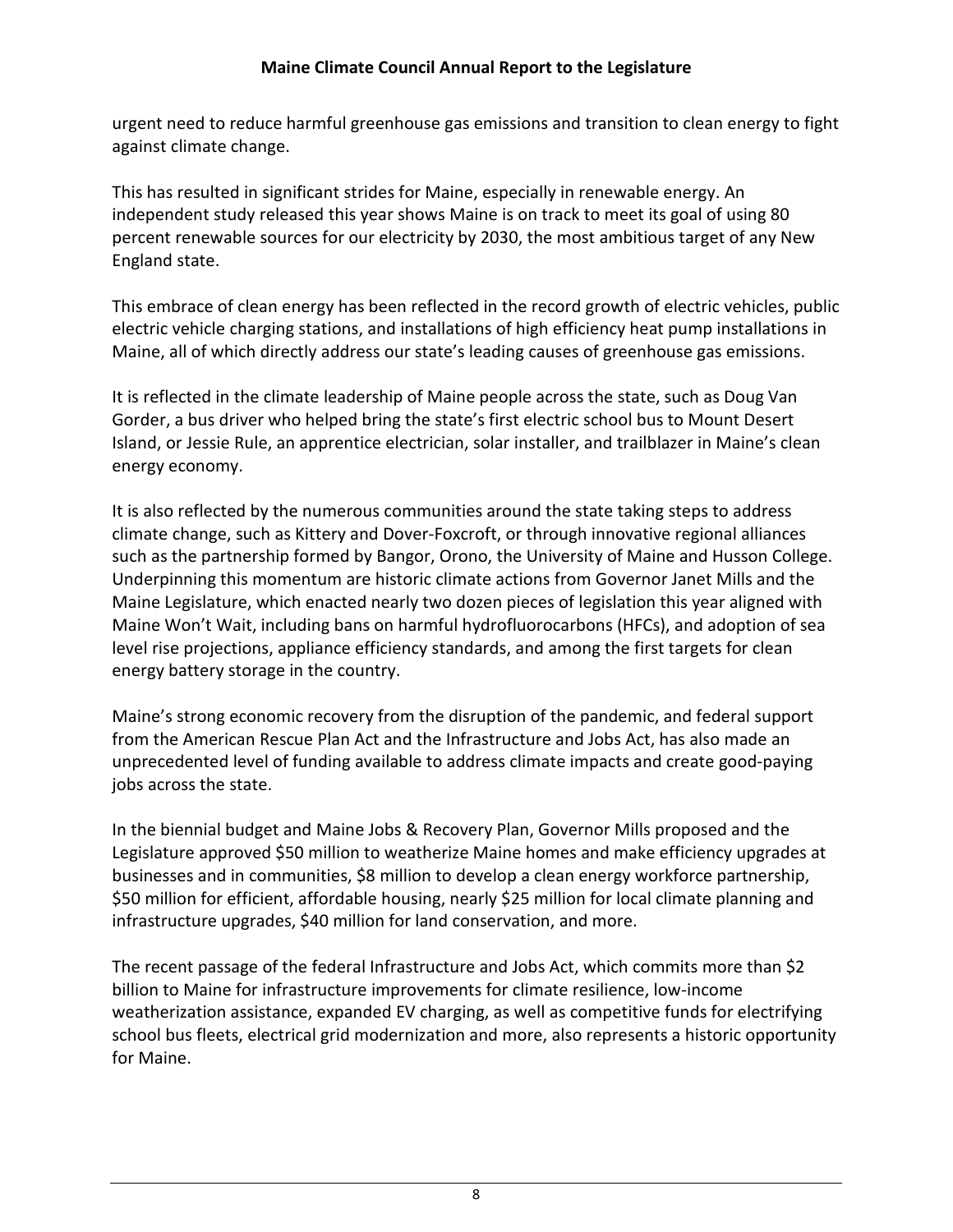urgent need to reduce harmful greenhouse gas emissions and transition to clean energy to fight against climate change.

This has resulted in significant strides for Maine, especially in renewable energy. An independent study released this year shows Maine is on track to meet its goal of using 80 percent renewable sources for our electricity by 2030, the most ambitious target of any New England state.

This embrace of clean energy has been reflected in the record growth of electric vehicles, public electric vehicle charging stations, and installations of high efficiency heat pump installations in Maine, all of which directly address our state's leading causes of greenhouse gas emissions.

It is reflected in the climate leadership of Maine people across the state, such as Doug Van Gorder, a bus driver who helped bring the state's first electric school bus to Mount Desert Island, or Jessie Rule, an apprentice electrician, solar installer, and trailblazer in Maine's clean energy economy.

It is also reflected by the numerous communities around the state taking steps to address climate change, such as Kittery and Dover-Foxcroft, or through innovative regional alliances such as the partnership formed by Bangor, Orono, the University of Maine and Husson College. Underpinning this momentum are historic climate actions from Governor Janet Mills and the Maine Legislature, which enacted nearly two dozen pieces of legislation this year aligned with Maine Won't Wait, including bans on harmful hydrofluorocarbons (HFCs), and adoption of sea level rise projections, appliance efficiency standards, and among the first targets for clean energy battery storage in the country.

Maine's strong economic recovery from the disruption of the pandemic, and federal support from the American Rescue Plan Act and the Infrastructure and Jobs Act, has also made an unprecedented level of funding available to address climate impacts and create good-paying jobs across the state.

In the biennial budget and Maine Jobs & Recovery Plan, Governor Mills proposed and the Legislature approved $50 million to weatherize Maine homes and make efficiency upgrades at businesses and in communities, $8 million to develop a clean energy workforce partnership, $50 million for efficient, affordable housing, nearly $25 million for local climate planning and infrastructure upgrades, $40 million for land conservation, and more.

The recent passage of the federal Infrastructure and Jobs Act, which commits more than $2 billion to Maine for infrastructure improvements for climate resilience, low-income weatherization assistance, expanded EV charging, as well as competitive funds for electrifying school bus fleets, electrical grid modernization and more, also represents a historic opportunity for Maine.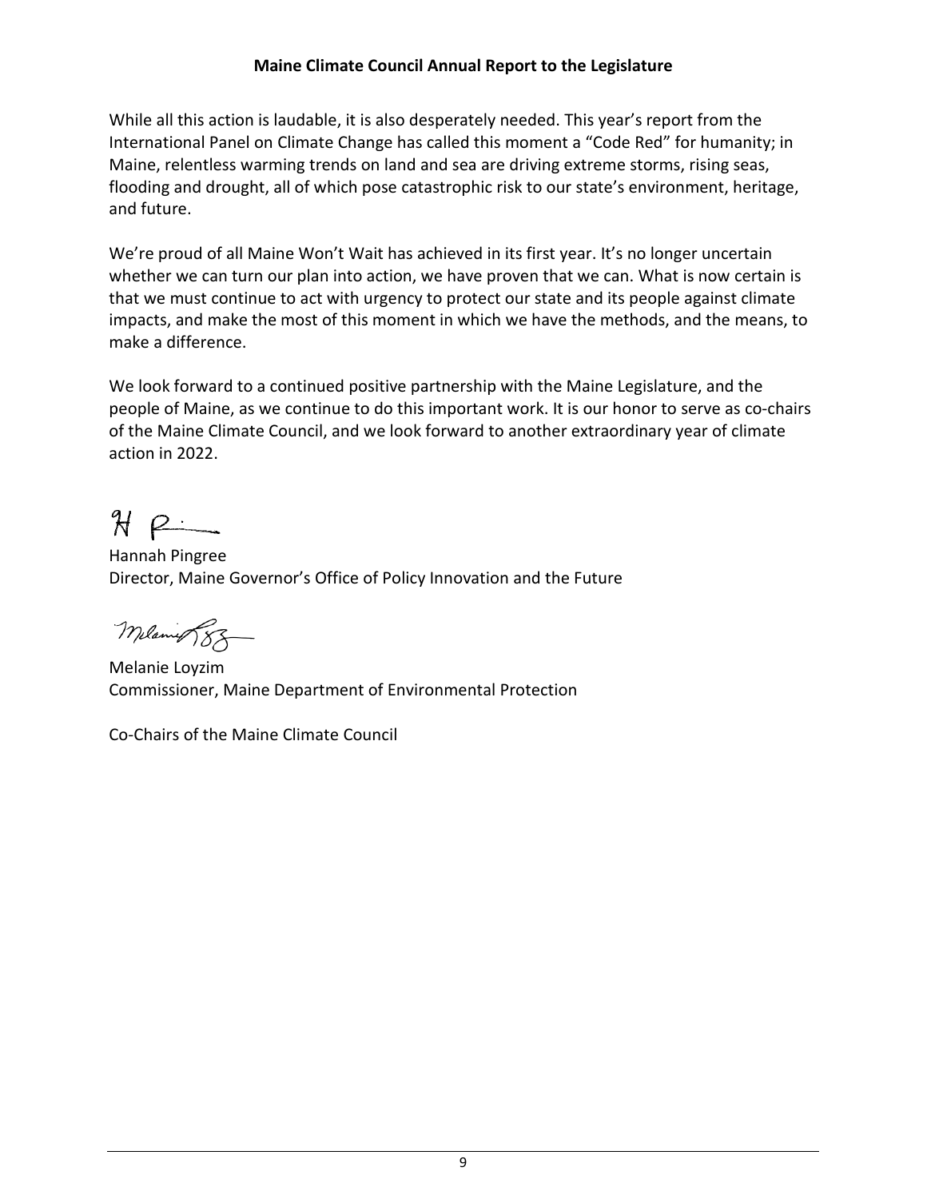While all this action is laudable, it is also desperately needed. This year's report from the International Panel on Climate Change has called this moment a "Code Red" for humanity; in Maine, relentless warming trends on land and sea are driving extreme storms, rising seas, flooding and drought, all of which pose catastrophic risk to our state's environment, heritage, and future.

We're proud of all Maine Won't Wait has achieved in its first year. It's no longer uncertain whether we can turn our plan into action, we have proven that we can. What is now certain is that we must continue to act with urgency to protect our state and its people against climate impacts, and make the most of this moment in which we have the methods, and the means, to make a difference.

We look forward to a continued positive partnership with the Maine Legislature, and the people of Maine, as we continue to do this important work. It is our honor to serve as co-chairs of the Maine Climate Council, and we look forward to another extraordinary year of climate action in 2022.

Hannah Pingree
Director, Maine Governor's Office of Policy Innovation and the Future

Melanie Loyzim
Commissioner, Maine Department of Environmental Protection

Co-Chairs of the Maine Climate Council